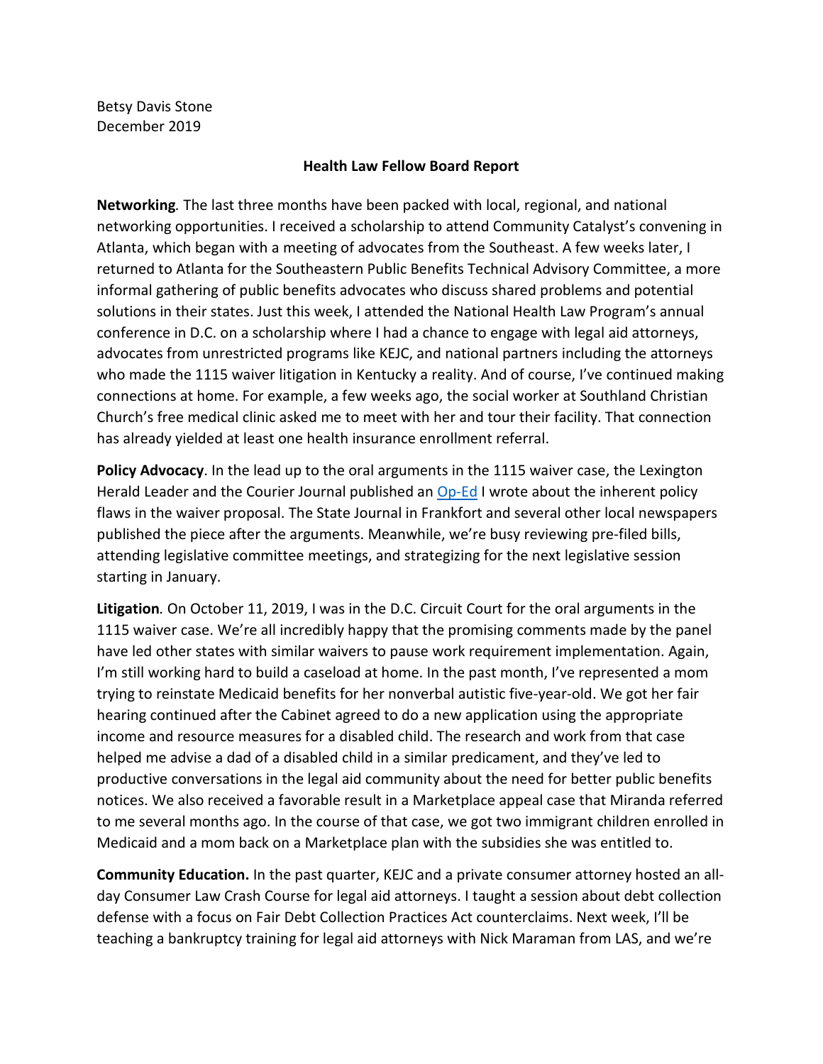Betsy Davis Stone
December 2019

**Health Law Fellow Board Report**

**Networking**. The last three months have been packed with local, regional, and national networking opportunities. I received a scholarship to attend Community Catalyst's convening in Atlanta, which began with a meeting of advocates from the Southeast. A few weeks later, I returned to Atlanta for the Southeastern Public Benefits Technical Advisory Committee, a more informal gathering of public benefits advocates who discuss shared problems and potential solutions in their states. Just this week, I attended the National Health Law Program's annual conference in D.C. on a scholarship where I had a chance to engage with legal aid attorneys, advocates from unrestricted programs like KEJC, and national partners including the attorneys who made the 1115 waiver litigation in Kentucky a reality. And of course, I've continued making connections at home. For example, a few weeks ago, the social worker at Southland Christian Church's free medical clinic asked me to meet with her and tour their facility. That connection has already yielded at least one health insurance enrollment referral.

**Policy Advocacy**. In the lead up to the oral arguments in the 1115 waiver case, the Lexington Herald Leader and the Courier Journal published an Op-Ed I wrote about the inherent policy flaws in the waiver proposal. The State Journal in Frankfort and several other local newspapers published the piece after the arguments. Meanwhile, we're busy reviewing pre-filed bills, attending legislative committee meetings, and strategizing for the next legislative session starting in January.

**Litigation**. On October 11, 2019, I was in the D.C. Circuit Court for the oral arguments in the 1115 waiver case. We're all incredibly happy that the promising comments made by the panel have led other states with similar waivers to pause work requirement implementation. Again, I'm still working hard to build a caseload at home. In the past month, I've represented a mom trying to reinstate Medicaid benefits for her nonverbal autistic five-year-old. We got her fair hearing continued after the Cabinet agreed to do a new application using the appropriate income and resource measures for a disabled child. The research and work from that case helped me advise a dad of a disabled child in a similar predicament, and they've led to productive conversations in the legal aid community about the need for better public benefits notices. We also received a favorable result in a Marketplace appeal case that Miranda referred to me several months ago. In the course of that case, we got two immigrant children enrolled in Medicaid and a mom back on a Marketplace plan with the subsidies she was entitled to.

**Community Education.** In the past quarter, KEJC and a private consumer attorney hosted an all-day Consumer Law Crash Course for legal aid attorneys. I taught a session about debt collection defense with a focus on Fair Debt Collection Practices Act counterclaims. Next week, I'll be teaching a bankruptcy training for legal aid attorneys with Nick Maraman from LAS, and we're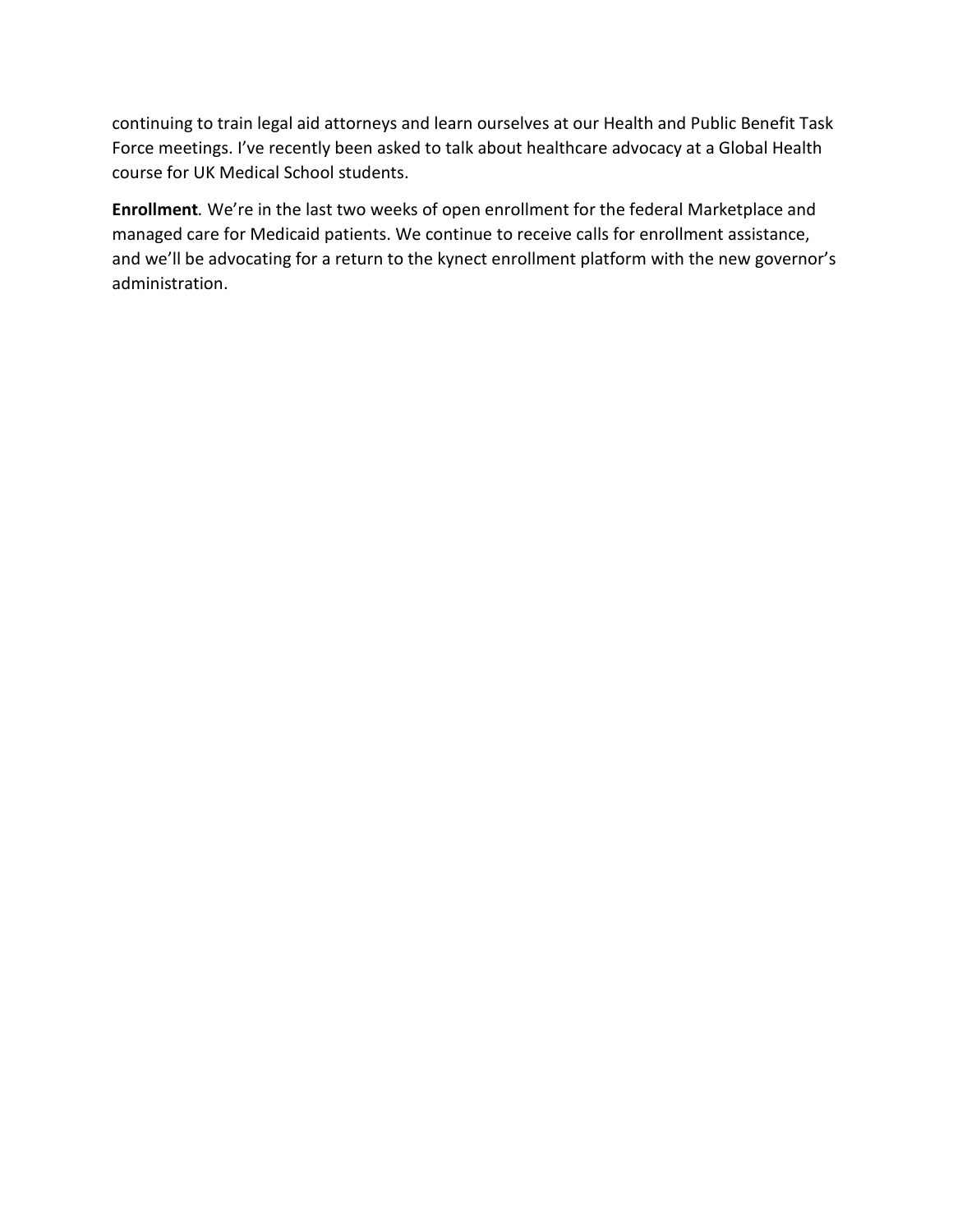continuing to train legal aid attorneys and learn ourselves at our Health and Public Benefit Task Force meetings. I've recently been asked to talk about healthcare advocacy at a Global Health course for UK Medical School students.

**Enrollment***.* We're in the last two weeks of open enrollment for the federal Marketplace and managed care for Medicaid patients. We continue to receive calls for enrollment assistance, and we'll be advocating for a return to the kynect enrollment platform with the new governor's administration.